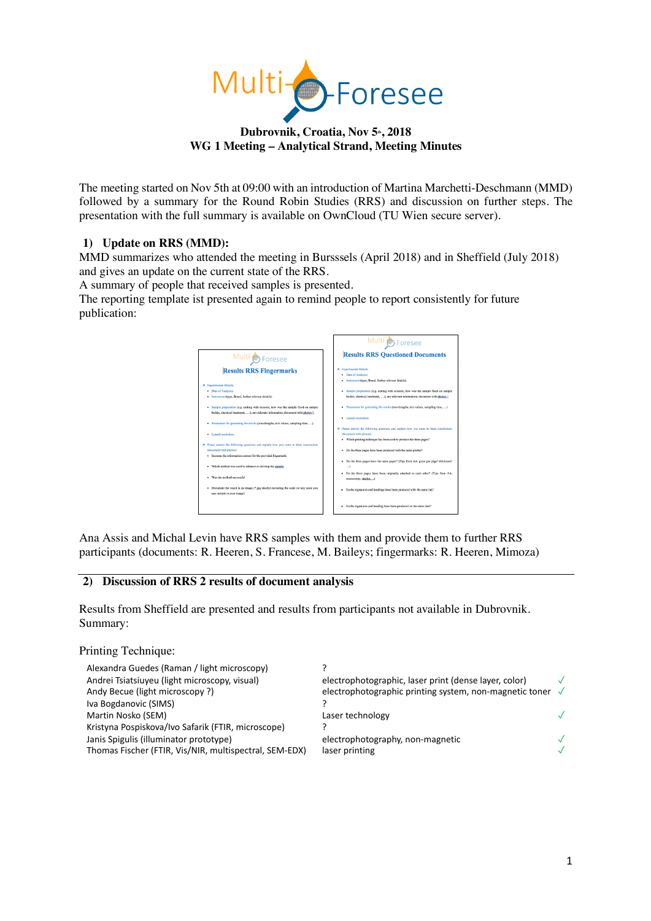**Dubrovnik, Croatia, Nov 5th, 2018**
**WG 1 Meeting – Analytical Strand, Meeting Minutes**

The meeting started on Nov 5th at 09:00 with an introduction of Martina Marchetti-Deschmann (MMD) followed by a summary for the Round Robin Studies (RRS) and discussion on further steps. The presentation with the full summary is available on OwnCloud (TU Wien secure server).

## 1) Update on RRS (MMD):

MMD summarizes who attended the meeting in Bursssels (April 2018) and in Sheffield (July 2018) and gives an update on the current state of the RRS.
A summary of people that received samples is presented.
The reporting template ist presented again to remind people to report consistently for future publication:

Ana Assis and Michal Levin have RRS samples with them and provide them to further RRS participants (documents: R. Heeren, S. Francese, M. Baileys; fingermarks: R. Heeren, Mimoza)

## 2) Discussion of RRS 2 results of document analysis

Results from Sheffield are presented and results from participants not available in Dubrovnik. Summary:

Printing Technique:

| | | |
|---|---|---|
| Alexandra Guedes (Raman / light microscopy) | ? | |
| Andrei Tsiatsiuyeu (light microscopy, visual) | electrophotographic, laser print (dense layer, color) | ✓ |
| Andy Becue (light microscopy ?) | electrophotographic printing system, non-magnetic toner | ✓ |
| Iva Bogdanovic (SIMS) | ? | |
| Martin Nosko (SEM) | Laser technology | ✓ |
| Kristyna Pospiskova/Ivo Safarik (FTIR, microscope) | ? | |
| Janis Spigulis (illuminator prototype) | electrophotography, non-magnetic | ✓ |
| Thomas Fischer (FTIR, Vis/NIR, multispectral, SEM-EDX) | laser printing | ✓ |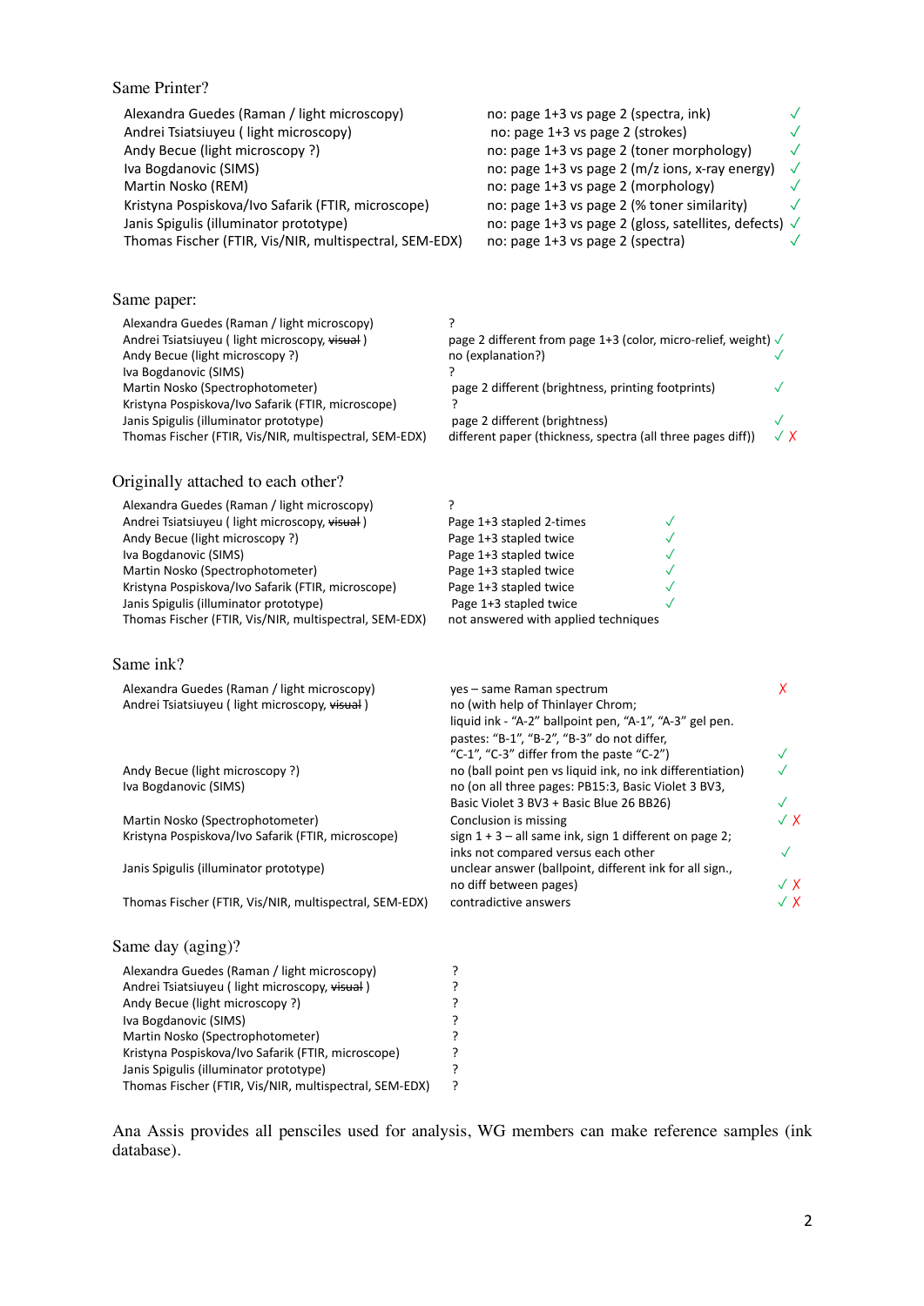## Same Printer?

| | | |
|---|---|---|
| Alexandra Guedes (Raman / light microscopy) | no: page 1+3 vs page 2 (spectra, ink) | ✓ |
| Andrei Tsiatsiuyeu ( light microscopy) | no: page 1+3 vs page 2 (strokes) | ✓ |
| Andy Becue (light microscopy ?) | no: page 1+3 vs page 2 (toner morphology) | ✓ |
| Iva Bogdanovic (SIMS) | no: page 1+3 vs page 2 (m/z ions, x-ray energy) | ✓ |
| Martin Nosko (REM) | no: page 1+3 vs page 2 (morphology) | ✓ |
| Kristyna Pospiskova/Ivo Safarik (FTIR, microscope) | no: page 1+3 vs page 2 (% toner similarity) | ✓ |
| Janis Spigulis (illuminator prototype) | no: page 1+3 vs page 2 (gloss, satellites, defects) | ✓ |
| Thomas Fischer (FTIR, Vis/NIR, multispectral, SEM-EDX) | no: page 1+3 vs page 2 (spectra) | ✓ |

## Same paper:

| | | |
|---|---|---|
| Alexandra Guedes (Raman / light microscopy) | ? | |
| Andrei Tsiatsiuyeu ( light microscopy, ~~visual~~ ) | page 2 different from page 1+3 (color, micro-relief, weight) | ✓ |
| Andy Becue (light microscopy ?) | no (explanation?) | ✓ |
| Iva Bogdanovic (SIMS) | ? | |
| Martin Nosko (Spectrophotometer) | page 2 different (brightness, printing footprints) | ✓ |
| Kristyna Pospiskova/Ivo Safarik (FTIR, microscope) | ? | |
| Janis Spigulis (illuminator prototype) | page 2 different (brightness) | ✓ |
| Thomas Fischer (FTIR, Vis/NIR, multispectral, SEM-EDX) | different paper (thickness, spectra (all three pages diff)) | ✓ ✗ |

## Originally attached to each other?

| | | |
|---|---|---|
| Alexandra Guedes (Raman / light microscopy) | ? | |
| Andrei Tsiatsiuyeu ( light microscopy, ~~visual~~ ) | Page 1+3 stapled 2-times | ✓ |
| Andy Becue (light microscopy ?) | Page 1+3 stapled twice | ✓ |
| Iva Bogdanovic (SIMS) | Page 1+3 stapled twice | ✓ |
| Martin Nosko (Spectrophotometer) | Page 1+3 stapled twice | ✓ |
| Kristyna Pospiskova/Ivo Safarik (FTIR, microscope) | Page 1+3 stapled twice | ✓ |
| Janis Spigulis (illuminator prototype) | Page 1+3 stapled twice | ✓ |
| Thomas Fischer (FTIR, Vis/NIR, multispectral, SEM-EDX) | not answered with applied techniques | |

## Same ink?

| | | |
|---|---|---|
| Alexandra Guedes (Raman / light microscopy) | yes – same Raman spectrum | ✗ |
| Andrei Tsiatsiuyeu ( light microscopy, ~~visual~~ ) | no (with help of Thinlayer Chrom; liquid ink - "A-2" ballpoint pen, "A-1", "A-3" gel pen. pastes: "B-1", "B-2", "B-3" do not differ, "C-1", "C-3" differ from the paste "C-2") | ✓ |
| Andy Becue (light microscopy ?) | no (ball point pen vs liquid ink, no ink differentiation) | ✓ |
| Iva Bogdanovic (SIMS) | no (on all three pages: PB15:3, Basic Violet 3 BV3, Basic Blue 26 BB26) | ✓ |
| Martin Nosko (Spectrophotometer) | Conclusion is missing | ✓ ✗ |
| Kristyna Pospiskova/Ivo Safarik (FTIR, microscope) | sign 1 + 3 – all same ink, sign 1 different on page 2; inks not compared versus each other | ✓ |
| Janis Spigulis (illuminator prototype) | unclear answer (ballpoint, different ink for all sign., no diff between pages) | ✓ ✗ |
| Thomas Fischer (FTIR, Vis/NIR, multispectral, SEM-EDX) | contradictive answers | ✓ ✗ |

## Same day (aging)?

| | |
|---|---|
| Alexandra Guedes (Raman / light microscopy) | ? |
| Andrei Tsiatsiuyeu ( light microscopy, ~~visual~~ ) | ? |
| Andy Becue (light microscopy ?) | ? |
| Iva Bogdanovic (SIMS) | ? |
| Martin Nosko (Spectrophotometer) | ? |
| Kristyna Pospiskova/Ivo Safarik (FTIR, microscope) | ? |
| Janis Spigulis (illuminator prototype) | ? |
| Thomas Fischer (FTIR, Vis/NIR, multispectral, SEM-EDX) | ? |

Ana Assis provides all pensciles used for analysis, WG members can make reference samples (ink database).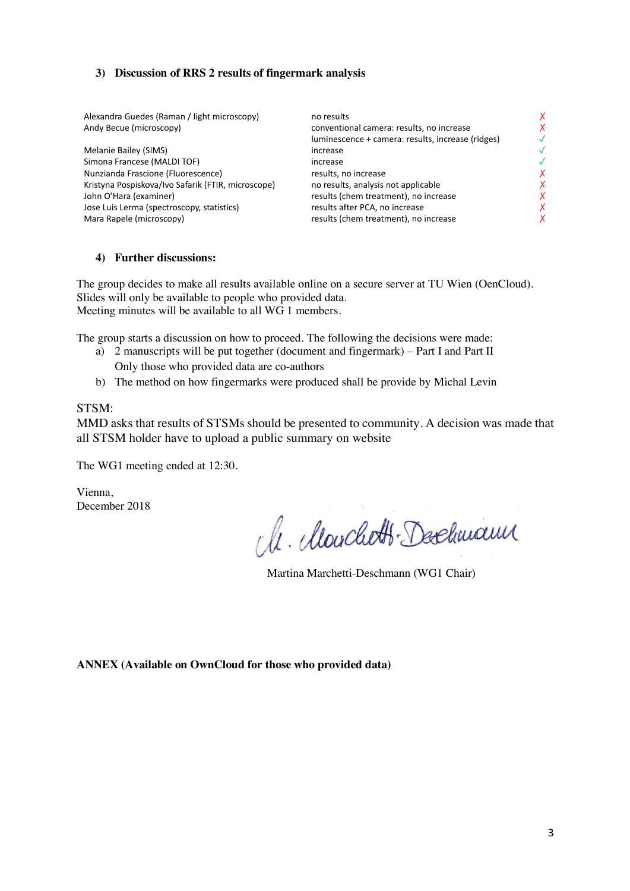### 3) Discussion of RRS 2 results of fingermark analysis

| | | |
|---|---|---|
| Alexandra Guedes (Raman / light microscopy) | no results | ✗ |
| Andy Becue (microscopy) | conventional camera: results, no increase | ✗ |
| | luminescence + camera: results, increase (ridges) | ✓ |
| Melanie Bailey (SIMS) | increase | ✓ |
| Simona Francese (MALDI TOF) | increase | ✓ |
| Nunzianda Frascione (Fluorescence) | results, no increase | ✗ |
| Kristyna Pospiskova/Ivo Safarik (FTIR, microscope) | no results, analysis not applicable | ✗ |
| John O'Hara (examiner) | results (chem treatment), no increase | ✗ |
| Jose Luis Lerma (spectroscopy, statistics) | results after PCA, no increase | ✗ |
| Mara Rapele (microscopy) | results (chem treatment), no increase | ✗ |

### 4) Further discussions:

The group decides to make all results available online on a secure server at TU Wien (OenCloud). Slides will only be available to people who provided data.
Meeting minutes will be available to all WG 1 members.

The group starts a discussion on how to proceed. The following the decisions were made:

a) 2 manuscripts will be put together (document and fingermark) – Part I and Part II
   Only those who provided data are co-authors
b) The method on how fingermarks were produced shall be provide by Michal Levin

STSM:
MMD asks that results of STSMs should be presented to community. A decision was made that all STSM holder have to upload a public summary on website

The WG1 meeting ended at 12:30.

Vienna,
December 2018

M. Marchetti-Deschmann

Martina Marchetti-Deschmann (WG1 Chair)

**ANNEX (Available on OwnCloud for those who provided data)**